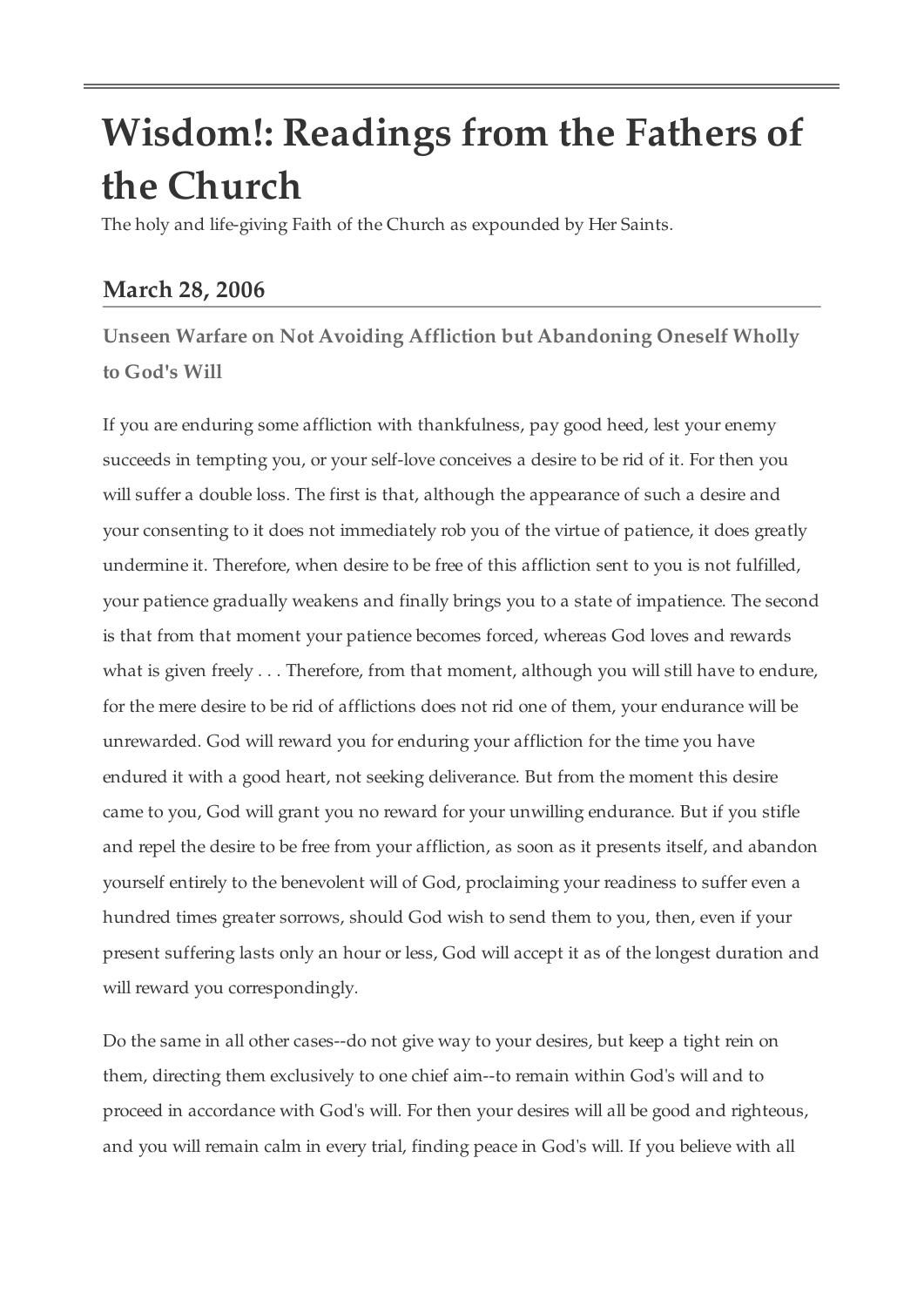# Wisdom!: Readings from the Fathers of the Church

The holy and life-giving Faith of the Church as expounded by Her Saints.

## March 28, 2006

### Unseen Warfare on Not Avoiding Affliction but Abandoning Oneself Wholly to God's Will

If you are enduring some affliction with thankfulness, pay good heed, lest your enemy succeeds in tempting you, or your self-love conceives a desire to be rid of it. For then you will suffer a double loss. The first is that, although the appearance of such a desire and your consenting to it does not immediately rob you of the virtue of patience, it does greatly undermine it. Therefore, when desire to be free of this affliction sent to you is not fulfilled, your patience gradually weakens and finally brings you to a state of impatience. The second is that from that moment your patience becomes forced, whereas God loves and rewards what is given freely . . . Therefore, from that moment, although you will still have to endure, for the mere desire to be rid of afflictions does not rid one of them, your endurance will be unrewarded. God will reward you for enduring your affliction for the time you have endured it with a good heart, not seeking deliverance. But from the moment this desire came to you, God will grant you no reward for your unwilling endurance. But if you stifle and repel the desire to be free from your affliction, as soon as it presents itself, and abandon yourself entirely to the benevolent will of God, proclaiming your readiness to suffer even a hundred times greater sorrows, should God wish to send them to you, then, even if your present suffering lasts only an hour or less, God will accept it as of the longest duration and will reward you correspondingly.

Do the same in all other cases--do not give way to your desires, but keep a tight rein on them, directing them exclusively to one chief aim--to remain within God's will and to proceed in accordance with God's will. For then your desires will all be good and righteous, and you will remain calm in every trial, finding peace in God's will. If you believe with all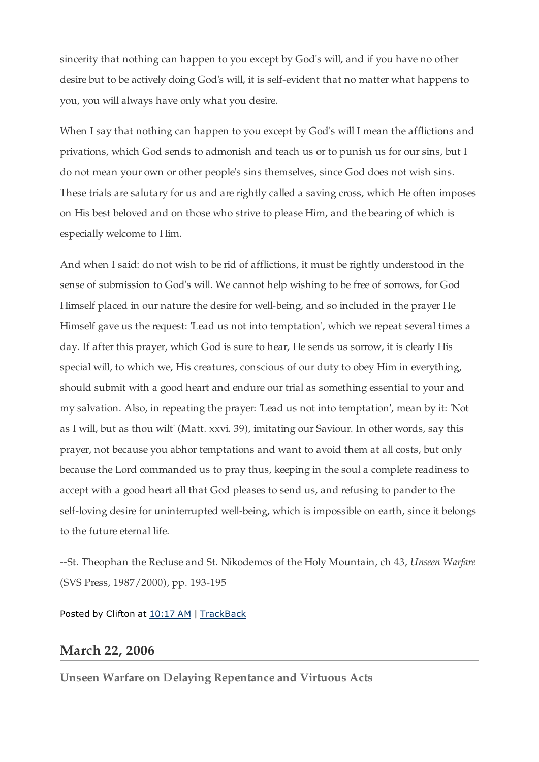sincerity that nothing can happen to you except by God's will, and if you have no other desire but to be actively doing God's will, it is self-evident that no matter what happens to you, you will always have only what you desire.

When I say that nothing can happen to you except by God's will I mean the afflictions and privations, which God sends to admonish and teach us or to punish us for our sins, but I do not mean your own or other people's sins themselves, since God does not wish sins. These trials are salutary for us and are rightly called a saving cross, which He often imposes on His best beloved and on those who strive to please Him, and the bearing of which is especially welcome to Him.

And when I said: do not wish to be rid of afflictions, it must be rightly understood in the sense of submission to God's will. We cannot help wishing to be free of sorrows, for God Himself placed in our nature the desire for well-being, and so included in the prayer He Himself gave us the request: 'Lead us not into temptation', which we repeat several times a day. If after this prayer, which God is sure to hear, He sends us sorrow, it is clearly His special will, to which we, His creatures, conscious of our duty to obey Him in everything, should submit with a good heart and endure our trial as something essential to your and my salvation. Also, in repeating the prayer: 'Lead us not into temptation', mean by it: 'Not as I will, but as thou wilt' (Matt. xxvi. 39), imitating our Saviour. In other words, say this prayer, not because you abhor temptations and want to avoid them at all costs, but only because the Lord commanded us to pray thus, keeping in the soul a complete readiness to accept with a good heart all that God pleases to send us, and refusing to pander to the self-loving desire for uninterrupted well-being, which is impossible on earth, since it belongs to the future eternal life.

--St. Theophan the Recluse and St. Nikodemos of the Holy Mountain, ch 43, *Unseen Warfare* (SVS Press, 1987/2000), pp. 193-195

Posted by Clifton at 10:17 AM | TrackBack

## March 22, 2006

### Unseen Warfare on Delaying Repentance and Virtuous Acts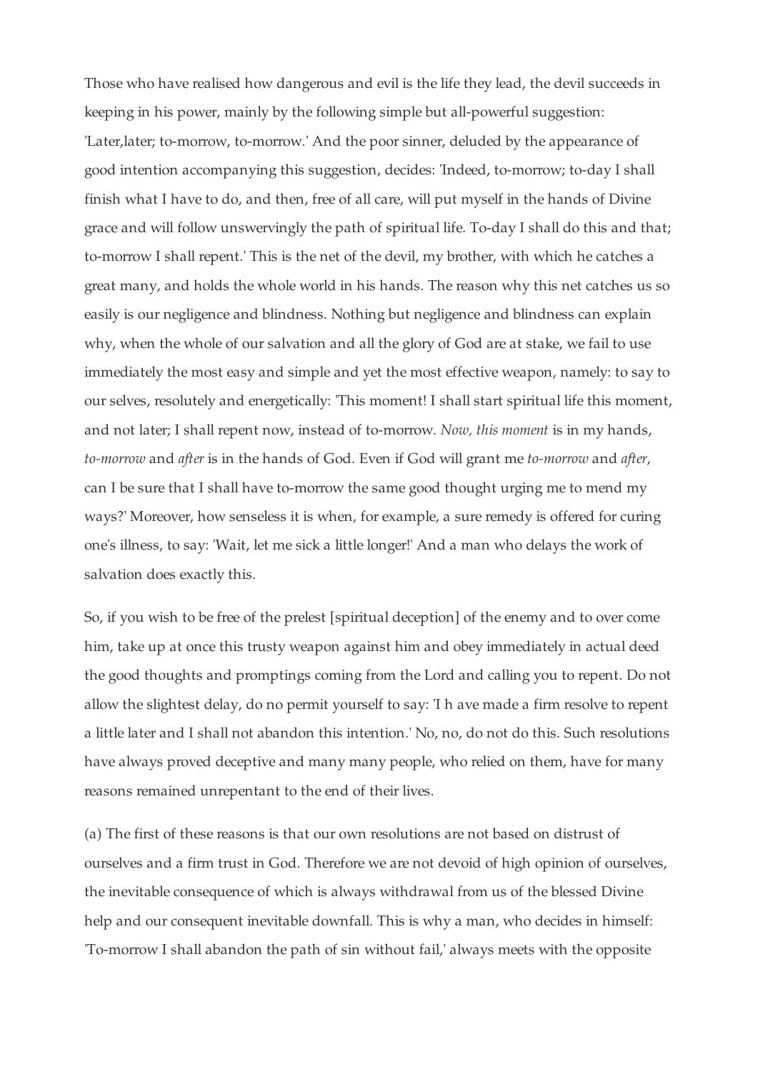Those who have realised how dangerous and evil is the life they lead, the devil succeeds in keeping in his power, mainly by the following simple but all-powerful suggestion: 'Later,later; to-morrow, to-morrow.' And the poor sinner, deluded by the appearance of good intention accompanying this suggestion, decides: 'Indeed, to-morrow; to-day I shall finish what I have to do, and then, free of all care, will put myself in the hands of Divine grace and will follow unswervingly the path of spiritual life. To-day I shall do this and that; to-morrow I shall repent.' This is the net of the devil, my brother, with which he catches a great many, and holds the whole world in his hands. The reason why this net catches us so easily is our negligence and blindness. Nothing but negligence and blindness can explain why, when the whole of our salvation and all the glory of God are at stake, we fail to use immediately the most easy and simple and yet the most effective weapon, namely: to say to our selves, resolutely and energetically: 'This moment! I shall start spiritual life this moment, and not later; I shall repent now, instead of to-morrow. *Now, this moment* is in my hands, *to-morrow* and *after* is in the hands of God. Even if God will grant me *to-morrow* and *after*, can I be sure that I shall have to-morrow the same good thought urging me to mend my ways?' Moreover, how senseless it is when, for example, a sure remedy is offered for curing one's illness, to say: 'Wait, let me sick a little longer!' And a man who delays the work of salvation does exactly this.

So, if you wish to be free of the prelest [spiritual deception] of the enemy and to over come him, take up at once this trusty weapon against him and obey immediately in actual deed the good thoughts and promptings coming from the Lord and calling you to repent. Do not allow the slightest delay, do no permit yourself to say: 'I h ave made a firm resolve to repent a little later and I shall not abandon this intention.' No, no, do not do this. Such resolutions have always proved deceptive and many many people, who relied on them, have for many reasons remained unrepentant to the end of their lives.

(a) The first of these reasons is that our own resolutions are not based on distrust of ourselves and a firm trust in God. Therefore we are not devoid of high opinion of ourselves, the inevitable consequence of which is always withdrawal from us of the blessed Divine help and our consequent inevitable downfall. This is why a man, who decides in himself: 'To-morrow I shall abandon the path of sin without fail,' always meets with the opposite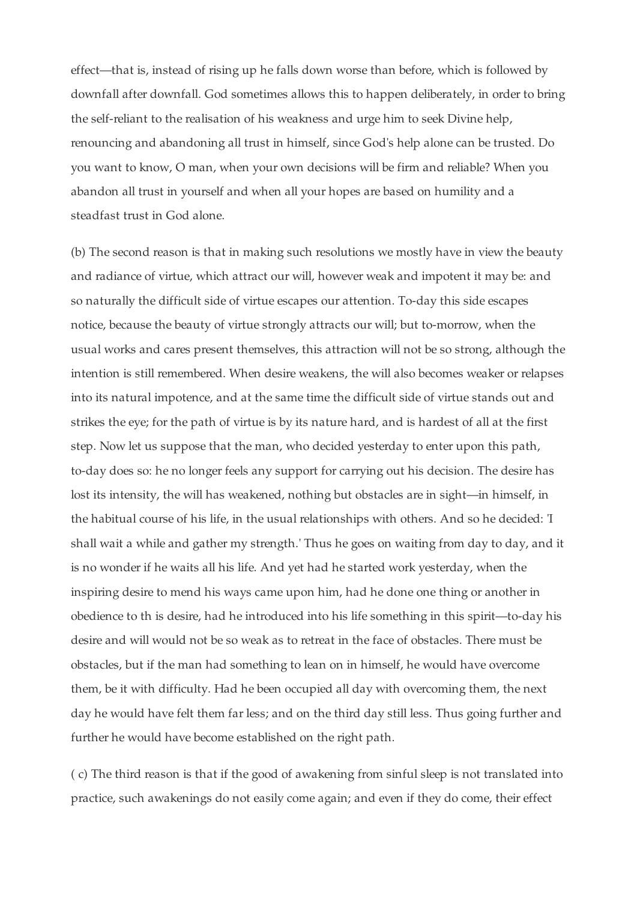effect—that is, instead of rising up he falls down worse than before, which is followed by downfall after downfall. God sometimes allows this to happen deliberately, in order to bring the self-reliant to the realisation of his weakness and urge him to seek Divine help, renouncing and abandoning all trust in himself, since God's help alone can be trusted. Do you want to know, O man, when your own decisions will be firm and reliable? When you abandon all trust in yourself and when all your hopes are based on humility and a steadfast trust in God alone.

(b) The second reason is that in making such resolutions we mostly have in view the beauty and radiance of virtue, which attract our will, however weak and impotent it may be: and so naturally the difficult side of virtue escapes our attention. To-day this side escapes notice, because the beauty of virtue strongly attracts our will; but to-morrow, when the usual works and cares present themselves, this attraction will not be so strong, although the intention is still remembered. When desire weakens, the will also becomes weaker or relapses into its natural impotence, and at the same time the difficult side of virtue stands out and strikes the eye; for the path of virtue is by its nature hard, and is hardest of all at the first step. Now let us suppose that the man, who decided yesterday to enter upon this path, to-day does so: he no longer feels any support for carrying out his decision. The desire has lost its intensity, the will has weakened, nothing but obstacles are in sight—in himself, in the habitual course of his life, in the usual relationships with others. And so he decided: 'I shall wait a while and gather my strength.' Thus he goes on waiting from day to day, and it is no wonder if he waits all his life. And yet had he started work yesterday, when the inspiring desire to mend his ways came upon him, had he done one thing or another in obedience to th is desire, had he introduced into his life something in this spirit—to-day his desire and will would not be so weak as to retreat in the face of obstacles. There must be obstacles, but if the man had something to lean on in himself, he would have overcome them, be it with difficulty. Had he been occupied all day with overcoming them, the next day he would have felt them far less; and on the third day still less. Thus going further and further he would have become established on the right path.

( c) The third reason is that if the good of awakening from sinful sleep is not translated into practice, such awakenings do not easily come again; and even if they do come, their effect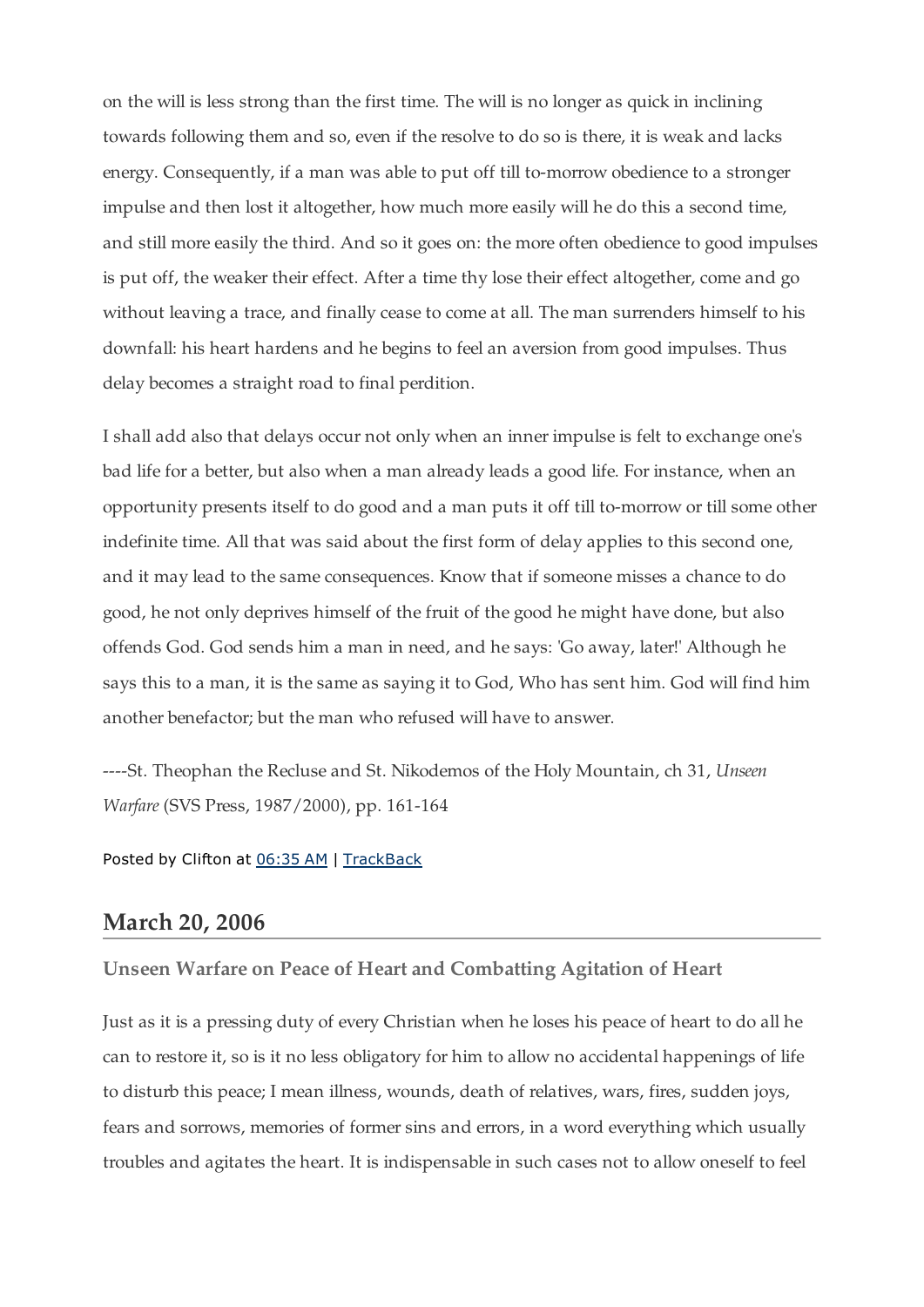on the will is less strong than the first time. The will is no longer as quick in inclining towards following them and so, even if the resolve to do so is there, it is weak and lacks energy. Consequently, if a man was able to put off till to-morrow obedience to a stronger impulse and then lost it altogether, how much more easily will he do this a second time, and still more easily the third. And so it goes on: the more often obedience to good impulses is put off, the weaker their effect. After a time thy lose their effect altogether, come and go without leaving a trace, and finally cease to come at all. The man surrenders himself to his downfall: his heart hardens and he begins to feel an aversion from good impulses. Thus delay becomes a straight road to final perdition.

I shall add also that delays occur not only when an inner impulse is felt to exchange one's bad life for a better, but also when a man already leads a good life. For instance, when an opportunity presents itself to do good and a man puts it off till to-morrow or till some other indefinite time. All that was said about the first form of delay applies to this second one, and it may lead to the same consequences. Know that if someone misses a chance to do good, he not only deprives himself of the fruit of the good he might have done, but also offends God. God sends him a man in need, and he says: 'Go away, later!' Although he says this to a man, it is the same as saying it to God, Who has sent him. God will find him another benefactor; but the man who refused will have to answer.

----St. Theophan the Recluse and St. Nikodemos of the Holy Mountain, ch 31, *Unseen Warfare* (SVS Press, 1987/2000), pp. 161-164

Posted by Clifton at 06:35 AM | TrackBack

## March 20, 2006

### Unseen Warfare on Peace of Heart and Combatting Agitation of Heart

Just as it is a pressing duty of every Christian when he loses his peace of heart to do all he can to restore it, so is it no less obligatory for him to allow no accidental happenings of life to disturb this peace; I mean illness, wounds, death of relatives, wars, fires, sudden joys, fears and sorrows, memories of former sins and errors, in a word everything which usually troubles and agitates the heart. It is indispensable in such cases not to allow oneself to feel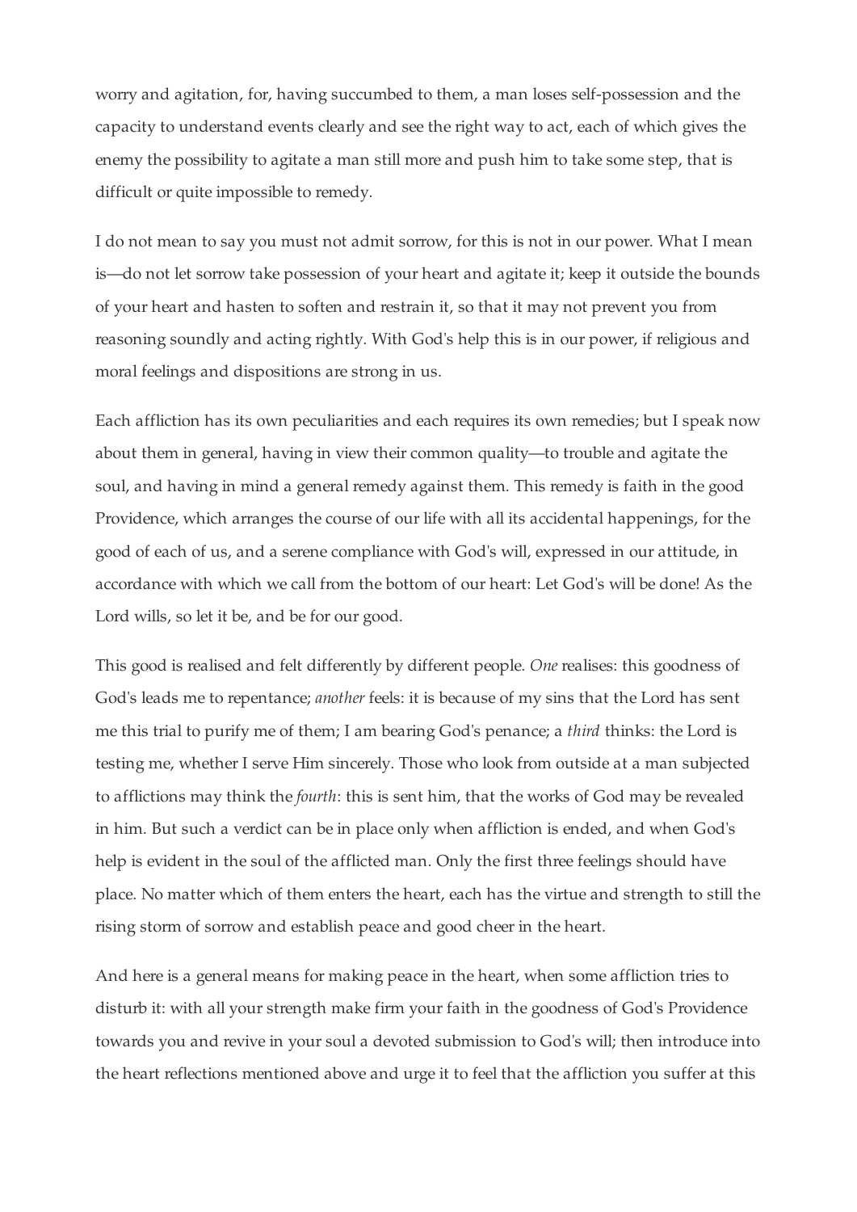worry and agitation, for, having succumbed to them, a man loses self-possession and the capacity to understand events clearly and see the right way to act, each of which gives the enemy the possibility to agitate a man still more and push him to take some step, that is difficult or quite impossible to remedy.

I do not mean to say you must not admit sorrow, for this is not in our power. What I mean is—do not let sorrow take possession of your heart and agitate it; keep it outside the bounds of your heart and hasten to soften and restrain it, so that it may not prevent you from reasoning soundly and acting rightly. With God's help this is in our power, if religious and moral feelings and dispositions are strong in us.

Each affliction has its own peculiarities and each requires its own remedies; but I speak now about them in general, having in view their common quality—to trouble and agitate the soul, and having in mind a general remedy against them. This remedy is faith in the good Providence, which arranges the course of our life with all its accidental happenings, for the good of each of us, and a serene compliance with God's will, expressed in our attitude, in accordance with which we call from the bottom of our heart: Let God's will be done! As the Lord wills, so let it be, and be for our good.

This good is realised and felt differently by different people. *One* realises: this goodness of God's leads me to repentance; *another* feels: it is because of my sins that the Lord has sent me this trial to purify me of them; I am bearing God's penance; a *third* thinks: the Lord is testing me, whether I serve Him sincerely. Those who look from outside at a man subjected to afflictions may think the *fourth*: this is sent him, that the works of God may be revealed in him. But such a verdict can be in place only when affliction is ended, and when God's help is evident in the soul of the afflicted man. Only the first three feelings should have place. No matter which of them enters the heart, each has the virtue and strength to still the rising storm of sorrow and establish peace and good cheer in the heart.

And here is a general means for making peace in the heart, when some affliction tries to disturb it: with all your strength make firm your faith in the goodness of God's Providence towards you and revive in your soul a devoted submission to God's will; then introduce into the heart reflections mentioned above and urge it to feel that the affliction you suffer at this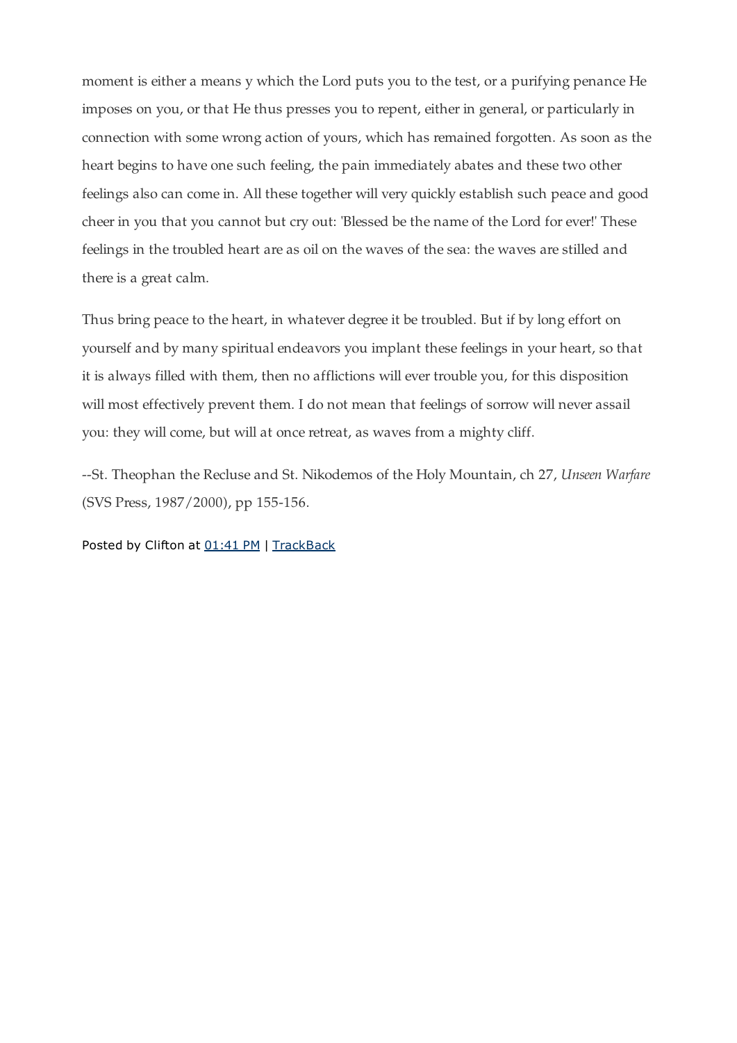moment is either a means y which the Lord puts you to the test, or a purifying penance He imposes on you, or that He thus presses you to repent, either in general, or particularly in connection with some wrong action of yours, which has remained forgotten. As soon as the heart begins to have one such feeling, the pain immediately abates and these two other feelings also can come in. All these together will very quickly establish such peace and good cheer in you that you cannot but cry out: 'Blessed be the name of the Lord for ever!' These feelings in the troubled heart are as oil on the waves of the sea: the waves are stilled and there is a great calm.

Thus bring peace to the heart, in whatever degree it be troubled. But if by long effort on yourself and by many spiritual endeavors you implant these feelings in your heart, so that it is always filled with them, then no afflictions will ever trouble you, for this disposition will most effectively prevent them. I do not mean that feelings of sorrow will never assail you: they will come, but will at once retreat, as waves from a mighty cliff.

--St. Theophan the Recluse and St. Nikodemos of the Holy Mountain, ch 27, *Unseen Warfare* (SVS Press, 1987/2000), pp 155-156.

Posted by Clifton at [01:41 PM]() | [TrackBack]()